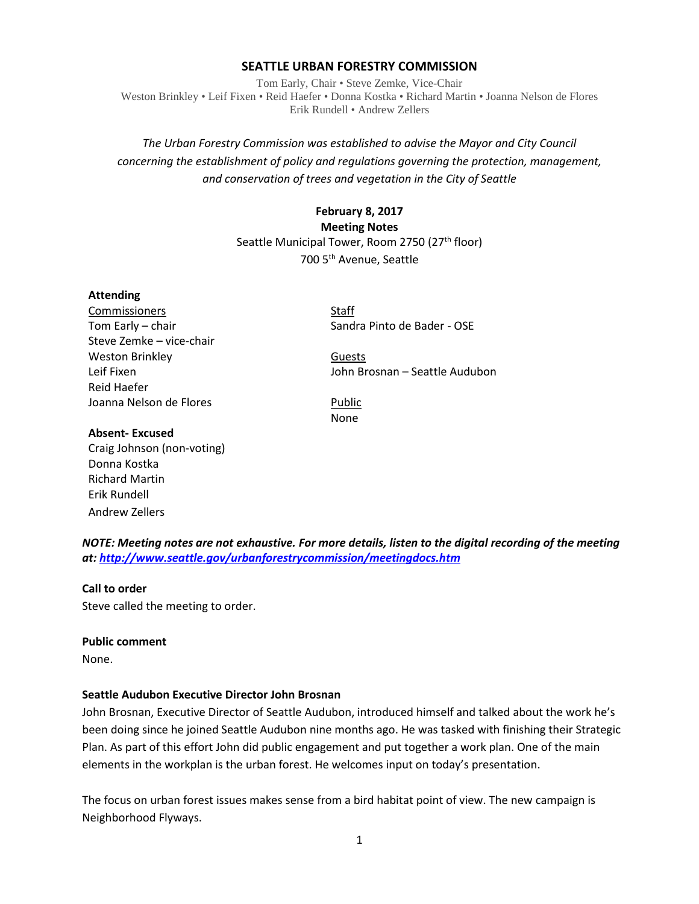# SEATTLE URBAN FORESTRY COMMISSION

Tom Early, Chair • Steve Zemke, Vice-Chair
Weston Brinkley • Leif Fixen • Reid Haefer • Donna Kostka • Richard Martin • Joanna Nelson de Flores
Erik Rundell • Andrew Zellers

*The Urban Forestry Commission was established to advise the Mayor and City Council concerning the establishment of policy and regulations governing the protection, management, and conservation of trees and vegetation in the City of Seattle*

**February 8, 2017**
**Meeting Notes**
Seattle Municipal Tower, Room 2750 (27th floor)
700 5th Avenue, Seattle

**Attending**

Commissioners
Tom Early – chair
Steve Zemke – vice-chair
Weston Brinkley
Leif Fixen
Reid Haefer
Joanna Nelson de Flores

Staff
Sandra Pinto de Bader - OSE

Guests
John Brosnan – Seattle Audubon

Public
None

**Absent- Excused**
Craig Johnson (non-voting)
Donna Kostka
Richard Martin
Erik Rundell
Andrew Zellers

***NOTE: Meeting notes are not exhaustive. For more details, listen to the digital recording of the meeting at: http://www.seattle.gov/urbanforestrycommission/meetingdocs.htm***

**Call to order**
Steve called the meeting to order.

**Public comment**
None.

**Seattle Audubon Executive Director John Brosnan**
John Brosnan, Executive Director of Seattle Audubon, introduced himself and talked about the work he's been doing since he joined Seattle Audubon nine months ago. He was tasked with finishing their Strategic Plan. As part of this effort John did public engagement and put together a work plan. One of the main elements in the workplan is the urban forest. He welcomes input on today's presentation.

The focus on urban forest issues makes sense from a bird habitat point of view. The new campaign is Neighborhood Flyways.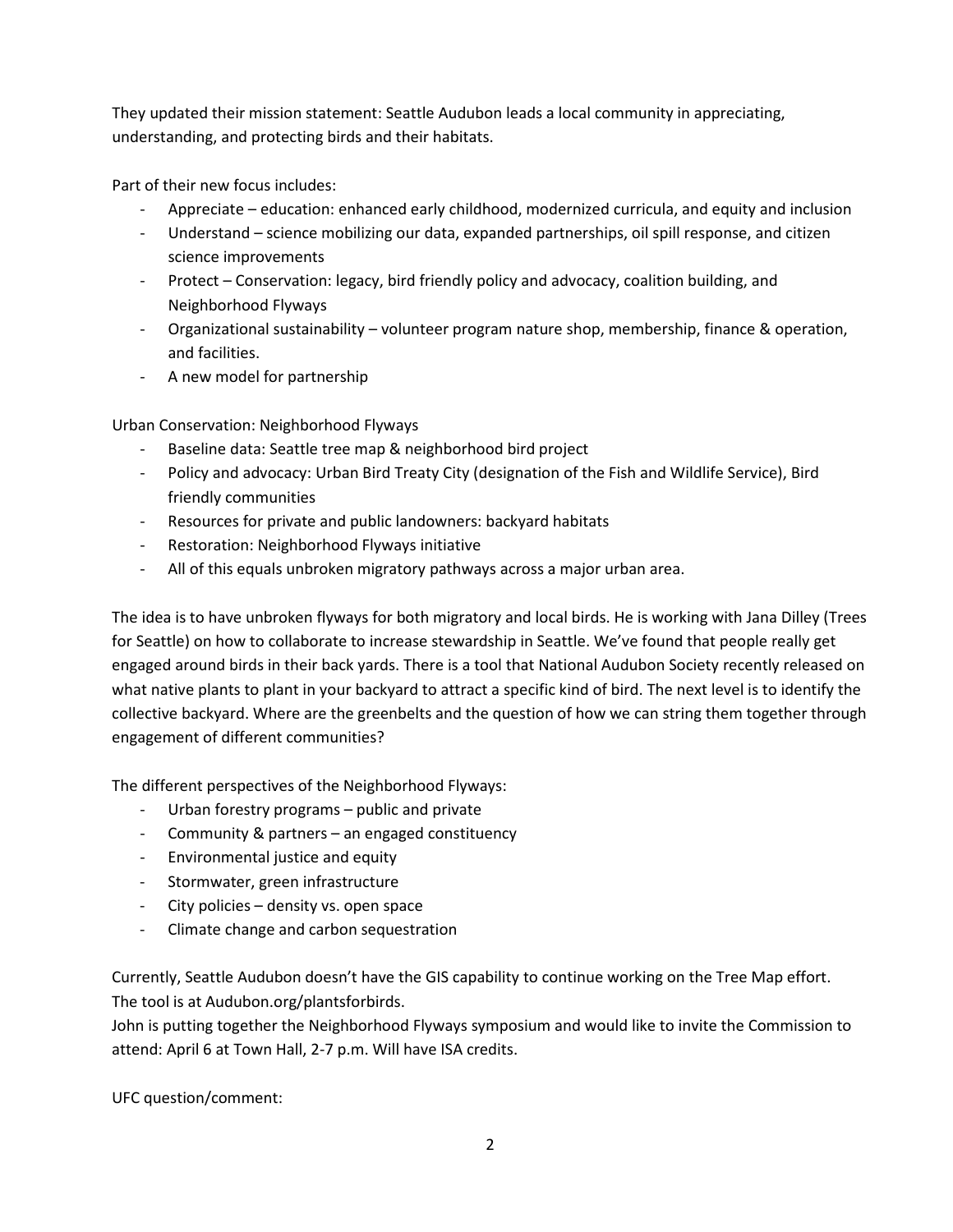They updated their mission statement: Seattle Audubon leads a local community in appreciating, understanding, and protecting birds and their habitats.

Part of their new focus includes:

- Appreciate – education: enhanced early childhood, modernized curricula, and equity and inclusion
- Understand – science mobilizing our data, expanded partnerships, oil spill response, and citizen science improvements
- Protect – Conservation: legacy, bird friendly policy and advocacy, coalition building, and Neighborhood Flyways
- Organizational sustainability – volunteer program nature shop, membership, finance & operation, and facilities.
- A new model for partnership

Urban Conservation: Neighborhood Flyways

- Baseline data: Seattle tree map & neighborhood bird project
- Policy and advocacy: Urban Bird Treaty City (designation of the Fish and Wildlife Service), Bird friendly communities
- Resources for private and public landowners: backyard habitats
- Restoration: Neighborhood Flyways initiative
- All of this equals unbroken migratory pathways across a major urban area.

The idea is to have unbroken flyways for both migratory and local birds. He is working with Jana Dilley (Trees for Seattle) on how to collaborate to increase stewardship in Seattle. We've found that people really get engaged around birds in their back yards. There is a tool that National Audubon Society recently released on what native plants to plant in your backyard to attract a specific kind of bird. The next level is to identify the collective backyard. Where are the greenbelts and the question of how we can string them together through engagement of different communities?

The different perspectives of the Neighborhood Flyways:

- Urban forestry programs – public and private
- Community & partners – an engaged constituency
- Environmental justice and equity
- Stormwater, green infrastructure
- City policies – density vs. open space
- Climate change and carbon sequestration

Currently, Seattle Audubon doesn't have the GIS capability to continue working on the Tree Map effort.
The tool is at Audubon.org/plantsforbirds.
John is putting together the Neighborhood Flyways symposium and would like to invite the Commission to attend: April 6 at Town Hall, 2-7 p.m. Will have ISA credits.

UFC question/comment: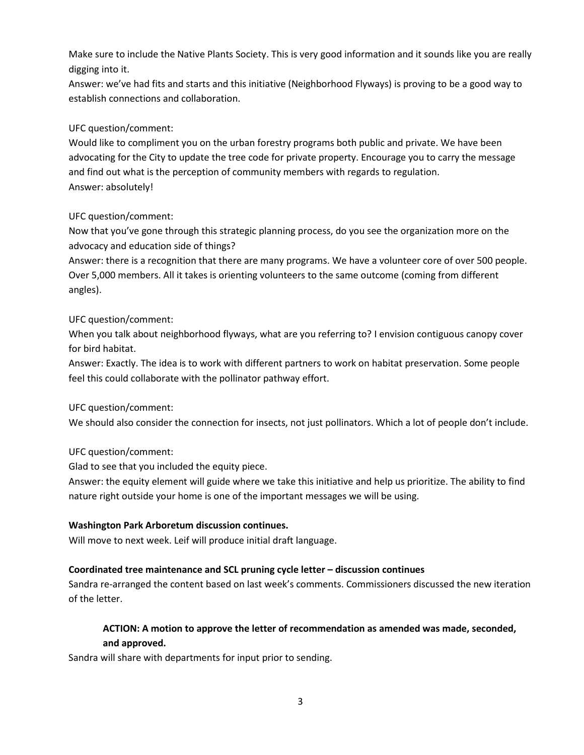Make sure to include the Native Plants Society. This is very good information and it sounds like you are really digging into it.
Answer: we've had fits and starts and this initiative (Neighborhood Flyways) is proving to be a good way to establish connections and collaboration.

UFC question/comment:
Would like to compliment you on the urban forestry programs both public and private. We have been advocating for the City to update the tree code for private property. Encourage you to carry the message and find out what is the perception of community members with regards to regulation.
Answer: absolutely!

UFC question/comment:
Now that you've gone through this strategic planning process, do you see the organization more on the advocacy and education side of things?
Answer: there is a recognition that there are many programs. We have a volunteer core of over 500 people. Over 5,000 members. All it takes is orienting volunteers to the same outcome (coming from different angles).

UFC question/comment:
When you talk about neighborhood flyways, what are you referring to? I envision contiguous canopy cover for bird habitat.
Answer: Exactly. The idea is to work with different partners to work on habitat preservation. Some people feel this could collaborate with the pollinator pathway effort.

UFC question/comment:
We should also consider the connection for insects, not just pollinators. Which a lot of people don't include.

UFC question/comment:
Glad to see that you included the equity piece.
Answer: the equity element will guide where we take this initiative and help us prioritize. The ability to find nature right outside your home is one of the important messages we will be using.

**Washington Park Arboretum discussion continues.**
Will move to next week. Leif will produce initial draft language.

**Coordinated tree maintenance and SCL pruning cycle letter – discussion continues**
Sandra re-arranged the content based on last week's comments. Commissioners discussed the new iteration of the letter.

> **ACTION: A motion to approve the letter of recommendation as amended was made, seconded, and approved.**

Sandra will share with departments for input prior to sending.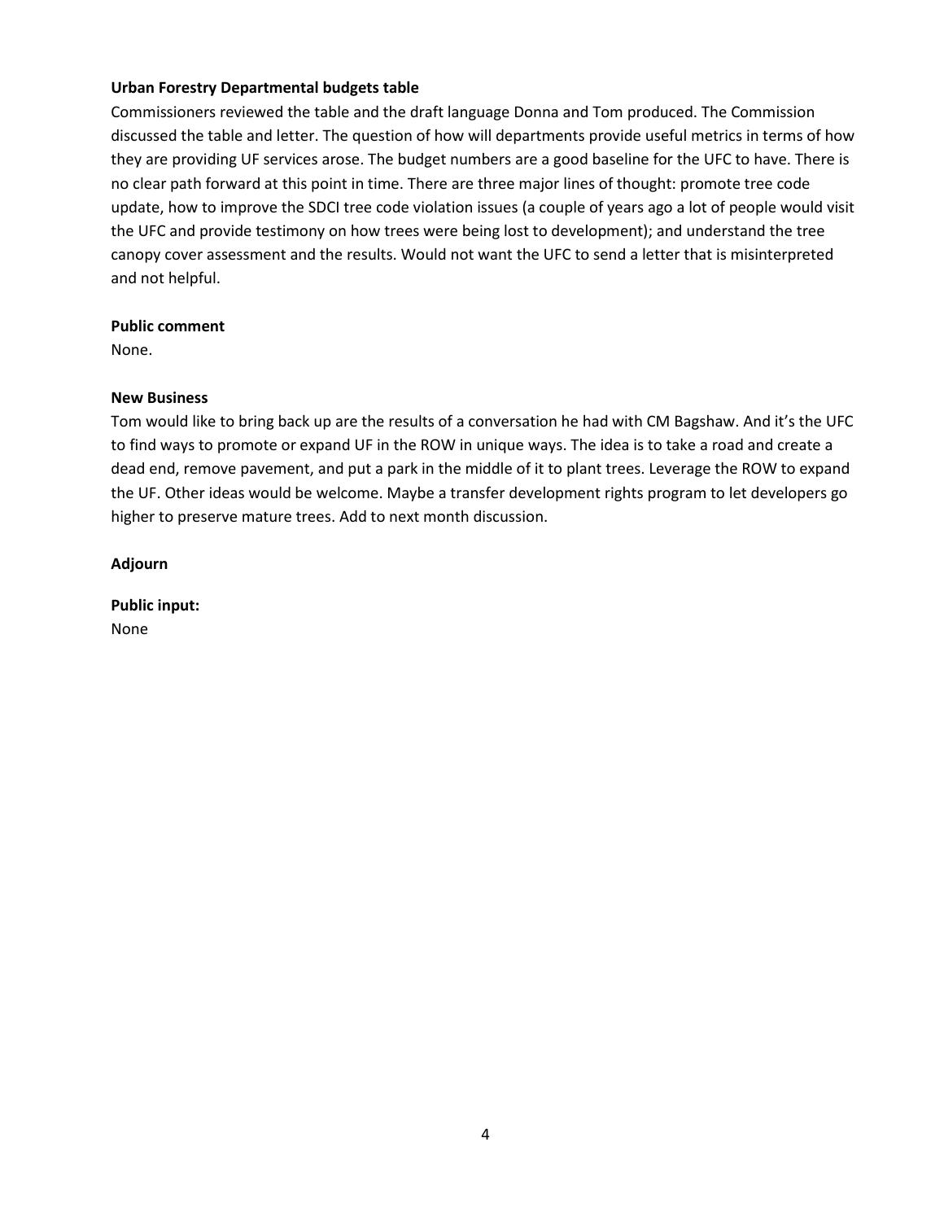**Urban Forestry Departmental budgets table**

Commissioners reviewed the table and the draft language Donna and Tom produced. The Commission discussed the table and letter. The question of how will departments provide useful metrics in terms of how they are providing UF services arose. The budget numbers are a good baseline for the UFC to have. There is no clear path forward at this point in time. There are three major lines of thought: promote tree code update, how to improve the SDCI tree code violation issues (a couple of years ago a lot of people would visit the UFC and provide testimony on how trees were being lost to development); and understand the tree canopy cover assessment and the results. Would not want the UFC to send a letter that is misinterpreted and not helpful.

**Public comment**

None.

**New Business**

Tom would like to bring back up are the results of a conversation he had with CM Bagshaw. And it's the UFC to find ways to promote or expand UF in the ROW in unique ways. The idea is to take a road and create a dead end, remove pavement, and put a park in the middle of it to plant trees. Leverage the ROW to expand the UF. Other ideas would be welcome. Maybe a transfer development rights program to let developers go higher to preserve mature trees. Add to next month discussion.

**Adjourn**

**Public input:**

None